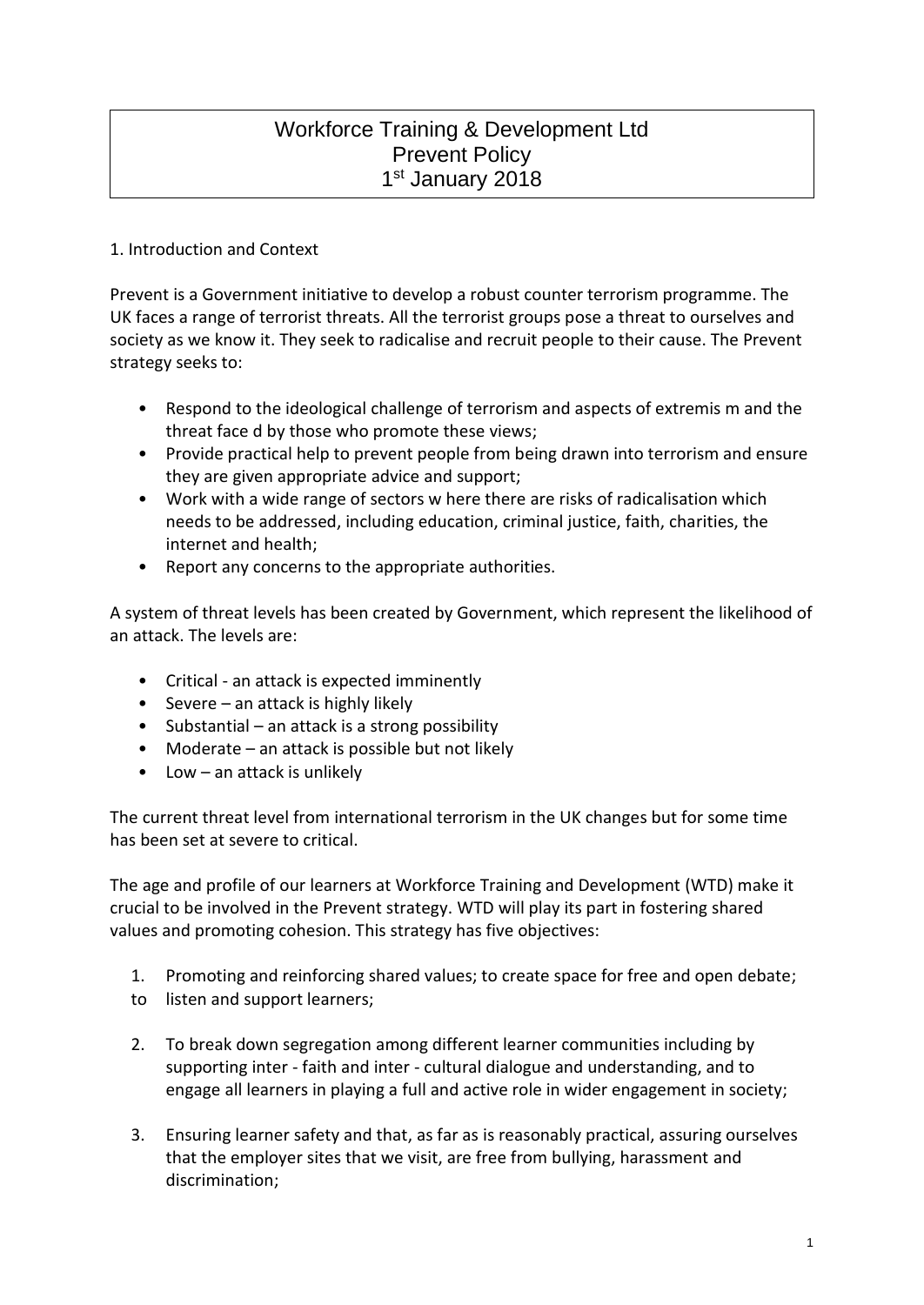# Workforce Training & Development Ltd
# Prevent Policy
# 1st January 2018

## 1. Introduction and Context

Prevent is a Government initiative to develop a robust counter terrorism programme. The UK faces a range of terrorist threats. All the terrorist groups pose a threat to ourselves and society as we know it. They seek to radicalise and recruit people to their cause. The Prevent strategy seeks to:

- Respond to the ideological challenge of terrorism and aspects of extremis m and the threat face d by those who promote these views;
- Provide practical help to prevent people from being drawn into terrorism and ensure they are given appropriate advice and support;
- Work with a wide range of sectors w here there are risks of radicalisation which needs to be addressed, including education, criminal justice, faith, charities, the internet and health;
- Report any concerns to the appropriate authorities.

A system of threat levels has been created by Government, which represent the likelihood of an attack. The levels are:

- Critical - an attack is expected imminently
- Severe – an attack is highly likely
- Substantial – an attack is a strong possibility
- Moderate – an attack is possible but not likely
- Low – an attack is unlikely

The current threat level from international terrorism in the UK changes but for some time has been set at severe to critical.

The age and profile of our learners at Workforce Training and Development (WTD) make it crucial to be involved in the Prevent strategy. WTD will play its part in fostering shared values and promoting cohesion. This strategy has five objectives:

1. Promoting and reinforcing shared values; to create space for free and open debate; to listen and support learners;

2. To break down segregation among different learner communities including by supporting inter - faith and inter - cultural dialogue and understanding, and to engage all learners in playing a full and active role in wider engagement in society;

3. Ensuring learner safety and that, as far as is reasonably practical, assuring ourselves that the employer sites that we visit, are free from bullying, harassment and discrimination;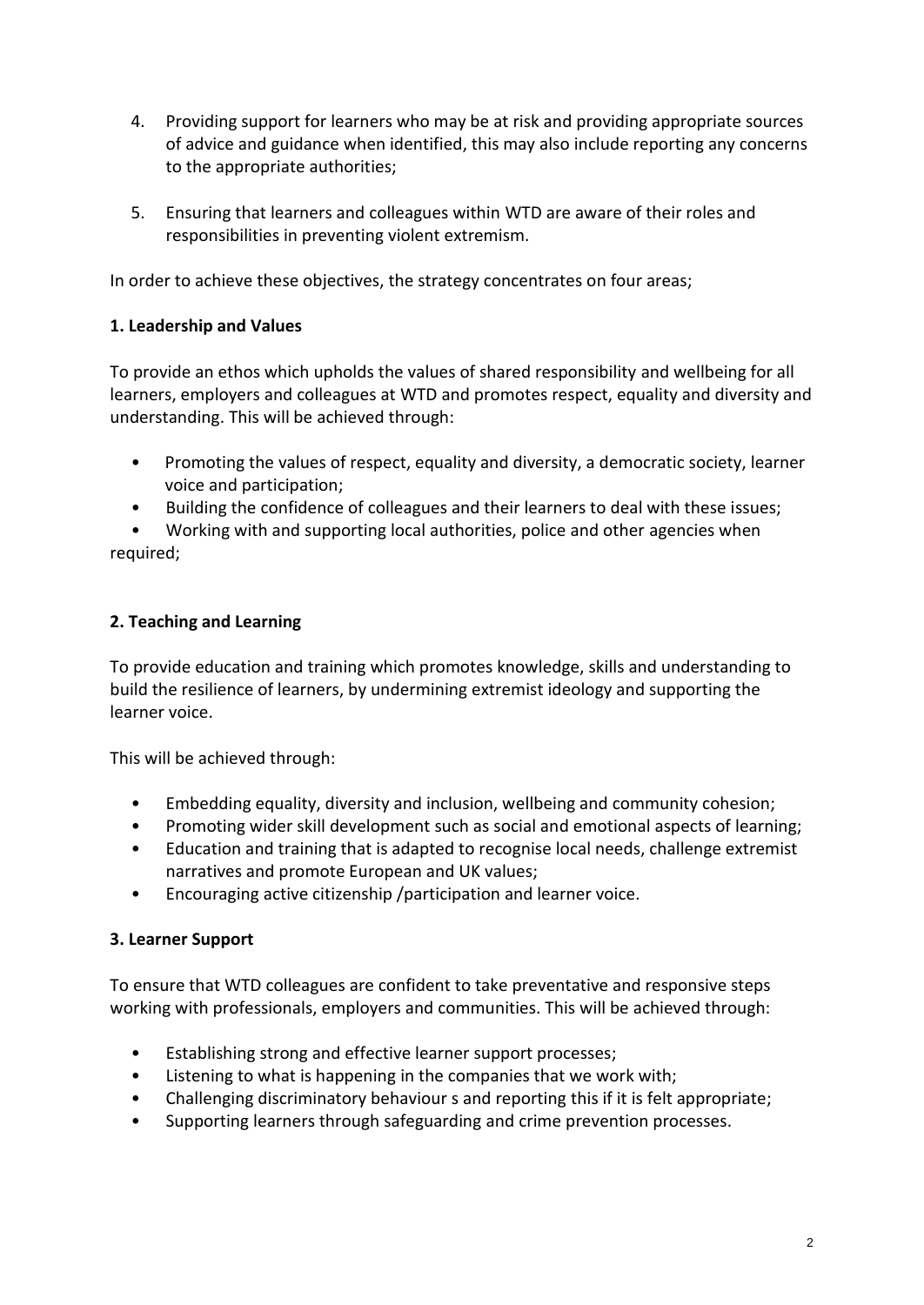4. Providing support for learners who may be at risk and providing appropriate sources of advice and guidance when identified, this may also include reporting any concerns to the appropriate authorities;

5. Ensuring that learners and colleagues within WTD are aware of their roles and responsibilities in preventing violent extremism.

In order to achieve these objectives, the strategy concentrates on four areas;

**1. Leadership and Values**

To provide an ethos which upholds the values of shared responsibility and wellbeing for all learners, employers and colleagues at WTD and promotes respect, equality and diversity and understanding. This will be achieved through:

- Promoting the values of respect, equality and diversity, a democratic society, learner voice and participation;
- Building the confidence of colleagues and their learners to deal with these issues;
- Working with and supporting local authorities, police and other agencies when required;

**2. Teaching and Learning**

To provide education and training which promotes knowledge, skills and understanding to build the resilience of learners, by undermining extremist ideology and supporting the learner voice.

This will be achieved through:

- Embedding equality, diversity and inclusion, wellbeing and community cohesion;
- Promoting wider skill development such as social and emotional aspects of learning;
- Education and training that is adapted to recognise local needs, challenge extremist narratives and promote European and UK values;
- Encouraging active citizenship /participation and learner voice.

**3. Learner Support**

To ensure that WTD colleagues are confident to take preventative and responsive steps working with professionals, employers and communities. This will be achieved through:

- Establishing strong and effective learner support processes;
- Listening to what is happening in the companies that we work with;
- Challenging discriminatory behaviour s and reporting this if it is felt appropriate;
- Supporting learners through safeguarding and crime prevention processes.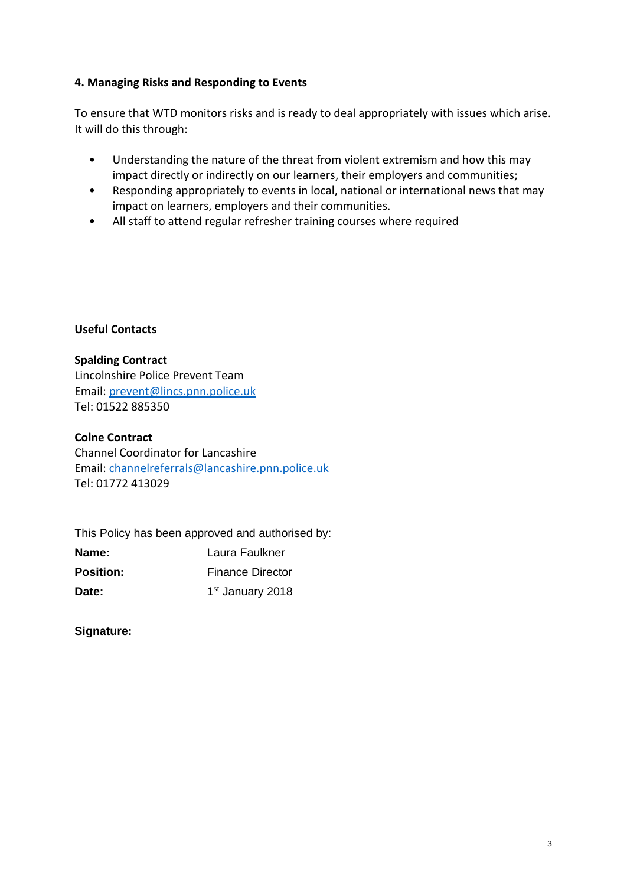### 4. Managing Risks and Responding to Events

To ensure that WTD monitors risks and is ready to deal appropriately with issues which arise. It will do this through:

- Understanding the nature of the threat from violent extremism and how this may impact directly or indirectly on our learners, their employers and communities;
- Responding appropriately to events in local, national or international news that may impact on learners, employers and their communities.
- All staff to attend regular refresher training courses where required

**Useful Contacts**

**Spalding Contract**
Lincolnshire Police Prevent Team
Email: prevent@lincs.pnn.police.uk
Tel: 01522 885350

**Colne Contract**
Channel Coordinator for Lancashire
Email: channelreferrals@lancashire.pnn.police.uk
Tel: 01772 413029

This Policy has been approved and authorised by:

| | |
|---|---|
| **Name:** | Laura Faulkner |
| **Position:** | Finance Director |
| **Date:** | 1st January 2018 |

**Signature:**